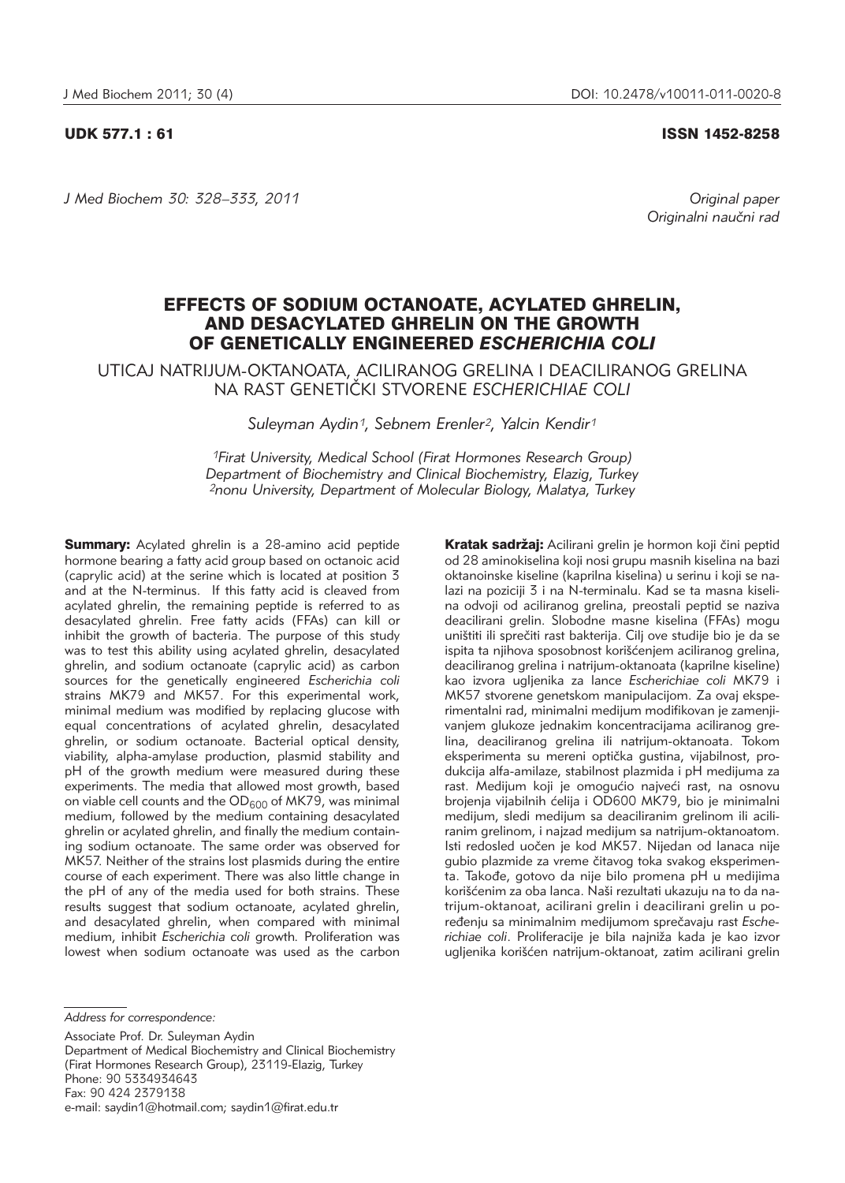UDK 577.1 : 61

ISSN 1452-8258

Original paper
Originalni naučni rad

# EFFECTS OF SODIUM OCTANOATE, ACYLATED GHRELIN, AND DESACYLATED GHRELIN ON THE GROWTH OF GENETICALLY ENGINEERED *ESCHERICHIA COLI*

## UTICAJ NATRIJUM-OKTANOATA, ACILIRANOG GRELINA I DEACILIRANOG GRELINA NA RAST GENETIČKI STVORENE *ESCHERICHIAE COLI*

*Suleyman Aydin[1], Sebnem Erenler[2], Yalcin Kendir[1]*

*[1]Firat University, Medical School (Firat Hormones Research Group) Department of Biochemistry and Clinical Biochemistry, Elazig, Turkey*
*[2]nonu University, Department of Molecular Biology, Malatya, Turkey*

**Summary:** Acylated ghrelin is a 28-amino acid peptide hormone bearing a fatty acid group based on octanoic acid (caprylic acid) at the serine which is located at position 3 and at the N-terminus. If this fatty acid is cleaved from acylated ghrelin, the remaining peptide is referred to as desacylated ghrelin. Free fatty acids (FFAs) can kill or inhibit the growth of bacteria. The purpose of this study was to test this ability using acylated ghrelin, desacylated ghrelin, and sodium octanoate (caprylic acid) as carbon sources for the genetically engineered *Escherichia coli* strains MK79 and MK57. For this experimental work, minimal medium was modified by replacing glucose with equal concentrations of acylated ghrelin, desacylated ghrelin, or sodium octanoate. Bacterial optical density, viability, alpha-amylase production, plasmid stability and pH of the growth medium were measured during these experiments. The media that allowed most growth, based on viable cell counts and the $OD_{600}$ of MK79, was minimal medium, followed by the medium containing desacylated ghrelin or acylated ghrelin, and finally the medium containing sodium octanoate. The same order was observed for MK57. Neither of the strains lost plasmids during the entire course of each experiment. There was also little change in the pH of any of the media used for both strains. These results suggest that sodium octanoate, acylated ghrelin, and desacylated ghrelin, when compared with minimal medium, inhibit *Escherichia coli* growth. Proliferation was lowest when sodium octanoate was used as the carbon

**Kratak sadržaj:** Acilirani grelin je hormon koji čini peptid od 28 aminokiselina koji nosi grupu masnih kiselina na bazi oktanoinske kiseline (kaprilna kiselina) u serinu i koji se nalazi na poziciji 3 i na N-terminalu. Kad se ta masna kiselina odvoji od aciliranog grelina, preostali peptid se naziva deacilirani grelin. Slobodne masne kiseline (FFAs) mogu uništiti ili sprečiti rast bakterija. Cilj ove studije bio je da se ispita ta njihova sposobnost korišćenjem aciliranog grelina, deaciliranog grelina i natrijum-oktanoata (kaprilne kiseline) kao izvora ugljenika za lance *Escherichiae coli* MK79 i MK57 stvorene genetskom manipulacijom. Za ovaj eksperimentalni rad, minimalni medijum modifikovan je zamenjivanjem glukoze jednakim koncentracijama aciliranog grelina, deaciliranog grelina ili natrijum-oktanoata. Tokom eksperimenta su mereni optička gustina, vijabilnost, produkcija alfa-amilaze, stabilnost plazmida i pH medijuma za rast. Medijum koji je omogućio najveći rast, na osnovu brojenja vijabilnih ćelija i OD600 MK79, bio je minimalni medijum, sledi medijum sa deaciliranim grelinom ili aciliranim grelinom, i najzad medijum sa natrijum-oktanoatom. Isti redosled uočen je kod MK57. Nijedan od lanaca nije gubio plazmide za vreme čitavog toka svakog eksperimenta. Takođe, gotovo da nije bilo promena pH u medijima korišćenim za oba lanca. Naši rezultati ukazuju na to da natrijum-oktanoat, acilirani grelin i deacilirani grelin u poređenju sa minimalnim medijumom sprečavaju rast *Escherichiae coli*. Proliferacije je bila najniža kada je kao izvor ugljenika korišćen natrijum-oktanoat, zatim acilirani grelin

*Address for correspondence:*

Associate Prof. Dr. Suleyman Aydin
Department of Medical Biochemistry and Clinical Biochemistry (Firat Hormones Research Group), 23119-Elazig, Turkey
Phone: 90 5334934643
Fax: 90 424 2379138
e-mail: saydin1@hotmail.com; saydin1@firat.edu.tr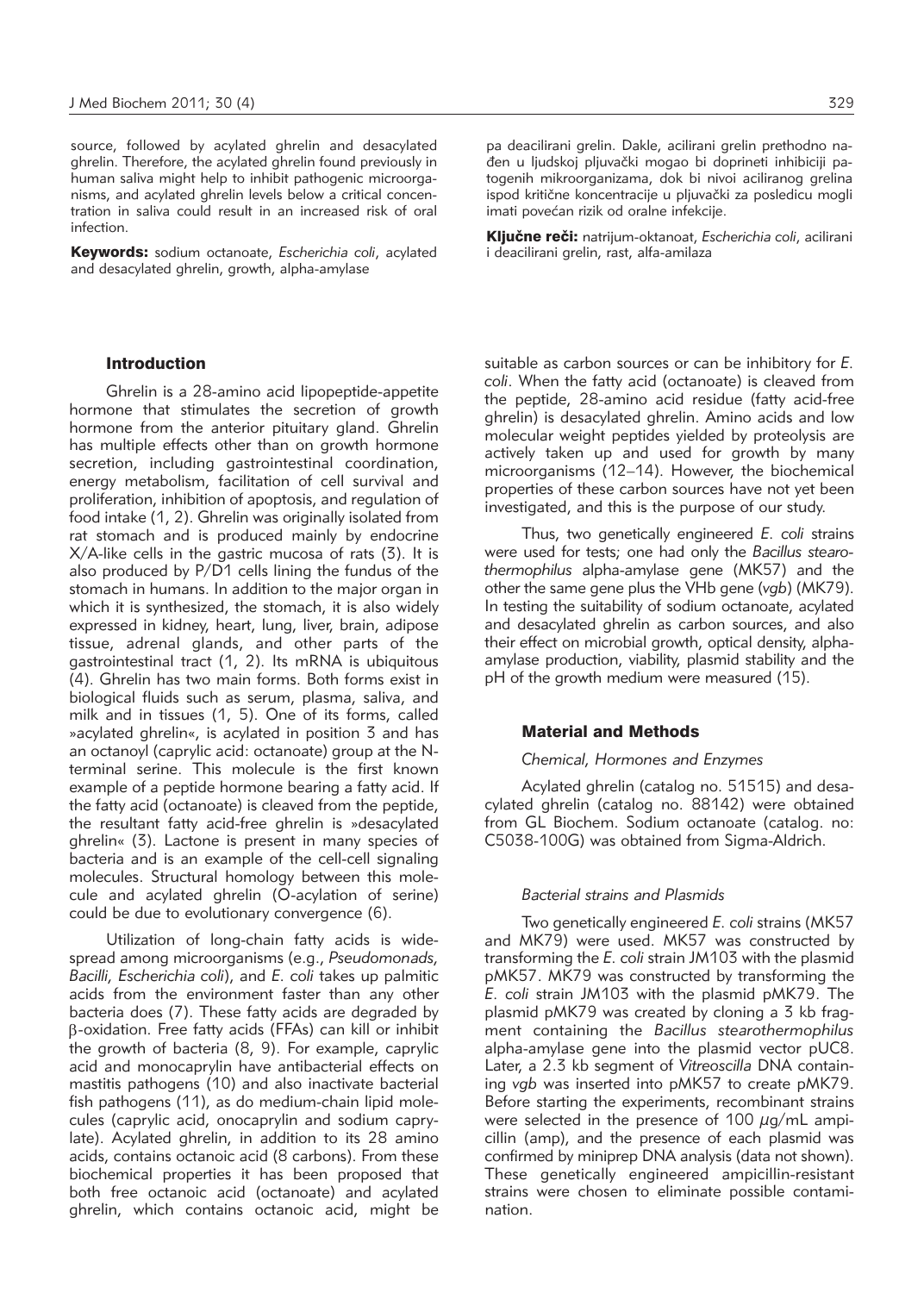source, followed by acylated ghrelin and desacylated ghrelin. Therefore, the acylated ghrelin found previously in human saliva might help to inhibit pathogenic microorganisms, and acylated ghrelin levels below a critical concentration in saliva could result in an increased risk of oral infection.

**Keywords:** sodium octanoate, *Escherichia coli*, acylated and desacylated ghrelin, growth, alpha-amylase

pa deacilirani grelin. Dakle, acilirani grelin prethodno nađen u ljudskoj pljuvački mogao bi doprineti inhibiciji patogenih mikroorganizama, dok bi nivoi aciliranog grelina ispod kritične koncentracije u pljuvački za posledicu mogli imati povećan rizik od oralne infekcije.

**Ključne reči:** natrijum-oktanoat, *Escherichia coli*, acilirani i deacilirani grelin, rast, alfa-amilaza

## Introduction

Ghrelin is a 28-amino acid lipopeptide-appetite hormone that stimulates the secretion of growth hormone from the anterior pituitary gland. Ghrelin has multiple effects other than on growth hormone secretion, including gastrointestinal coordination, energy metabolism, facilitation of cell survival and proliferation, inhibition of apoptosis, and regulation of food intake (1, 2). Ghrelin was originally isolated from rat stomach and is produced mainly by endocrine X/A-like cells in the gastric mucosa of rats (3). It is also produced by P/D1 cells lining the fundus of the stomach in humans. In addition to the major organ in which it is synthesized, the stomach, it is also widely expressed in kidney, heart, lung, liver, brain, adipose tissue, adrenal glands, and other parts of the gastrointestinal tract (1, 2). Its mRNA is ubiquitous (4). Ghrelin has two main forms. Both forms exist in biological fluids such as serum, plasma, saliva, and milk and in tissues (1, 5). One of its forms, called »acylated ghrelin«, is acylated in position 3 and has an octanoyl (caprylic acid: octanoate) group at the N-terminal serine. This molecule is the first known example of a peptide hormone bearing a fatty acid. If the fatty acid (octanoate) is cleaved from the peptide, the resultant fatty acid-free ghrelin is »desacylated ghrelin« (3). Lactone is present in many species of bacteria and is an example of the cell-cell signaling molecules. Structural homology between this molecule and acylated ghrelin (O-acylation of serine) could be due to evolutionary convergence (6).

Utilization of long-chain fatty acids is widespread among microorganisms (e.g., *Pseudomonads, Bacilli, Escherichia coli*), and *E. coli* takes up palmitic acids from the environment faster than any other bacteria does (7). These fatty acids are degraded by $\beta$-oxidation. Free fatty acids (FFAs) can kill or inhibit the growth of bacteria (8, 9). For example, caprylic acid and monocaprylin have antibacterial effects on mastitis pathogens (10) and also inactivate bacterial fish pathogens (11), as do medium-chain lipid molecules (caprylic acid, onocaprylin and sodium caprylate). Acylated ghrelin, in addition to its 28 amino acids, contains octanoic acid (8 carbons). From these biochemical properties it has been proposed that both free octanoic acid (octanoate) and acylated ghrelin, which contains octanoic acid, might be suitable as carbon sources or can be inhibitory for *E. coli*. When the fatty acid (octanoate) is cleaved from the peptide, 28-amino acid residue (fatty acid-free ghrelin) is desacylated ghrelin. Amino acids and low molecular weight peptides yielded by proteolysis are actively taken up and used for growth by many microorganisms (12–14). However, the biochemical properties of these carbon sources have not yet been investigated, and this is the purpose of our study.

Thus, two genetically engineered *E. coli* strains were used for tests; one had only the *Bacillus stearothermophilus* alpha-amylase gene (MK57) and the other the same gene plus the VHb gene (*vgb*) (MK79). In testing the suitability of sodium octanoate, acylated and desacylated ghrelin as carbon sources, and also their effect on microbial growth, optical density, alpha-amylase production, viability, plasmid stability and the pH of the growth medium were measured (15).

## Material and Methods

### *Chemical, Hormones and Enzymes*

Acylated ghrelin (catalog no. 51515) and desacylated ghrelin (catalog no. 88142) were obtained from GL Biochem. Sodium octanoate (catalog. no: C5038-100G) was obtained from Sigma-Aldrich.

### *Bacterial strains and Plasmids*

Two genetically engineered *E. coli* strains (MK57 and MK79) were used. MK57 was constructed by transforming the *E. coli* strain JM103 with the plasmid pMK57. MK79 was constructed by transforming the *E. coli* strain JM103 with the plasmid pMK79. The plasmid pMK79 was created by cloning a 3 kb fragment containing the *Bacillus stearothermophilus* alpha-amylase gene into the plasmid vector pUC8. Later, a 2.3 kb segment of *Vitreoscilla* DNA containing *vgb* was inserted into pMK57 to create pMK79. Before starting the experiments, recombinant strains were selected in the presence of 100 $\mu$g/mL ampicillin (amp), and the presence of each plasmid was confirmed by miniprep DNA analysis (data not shown). These genetically engineered ampicillin-resistant strains were chosen to eliminate possible contamination.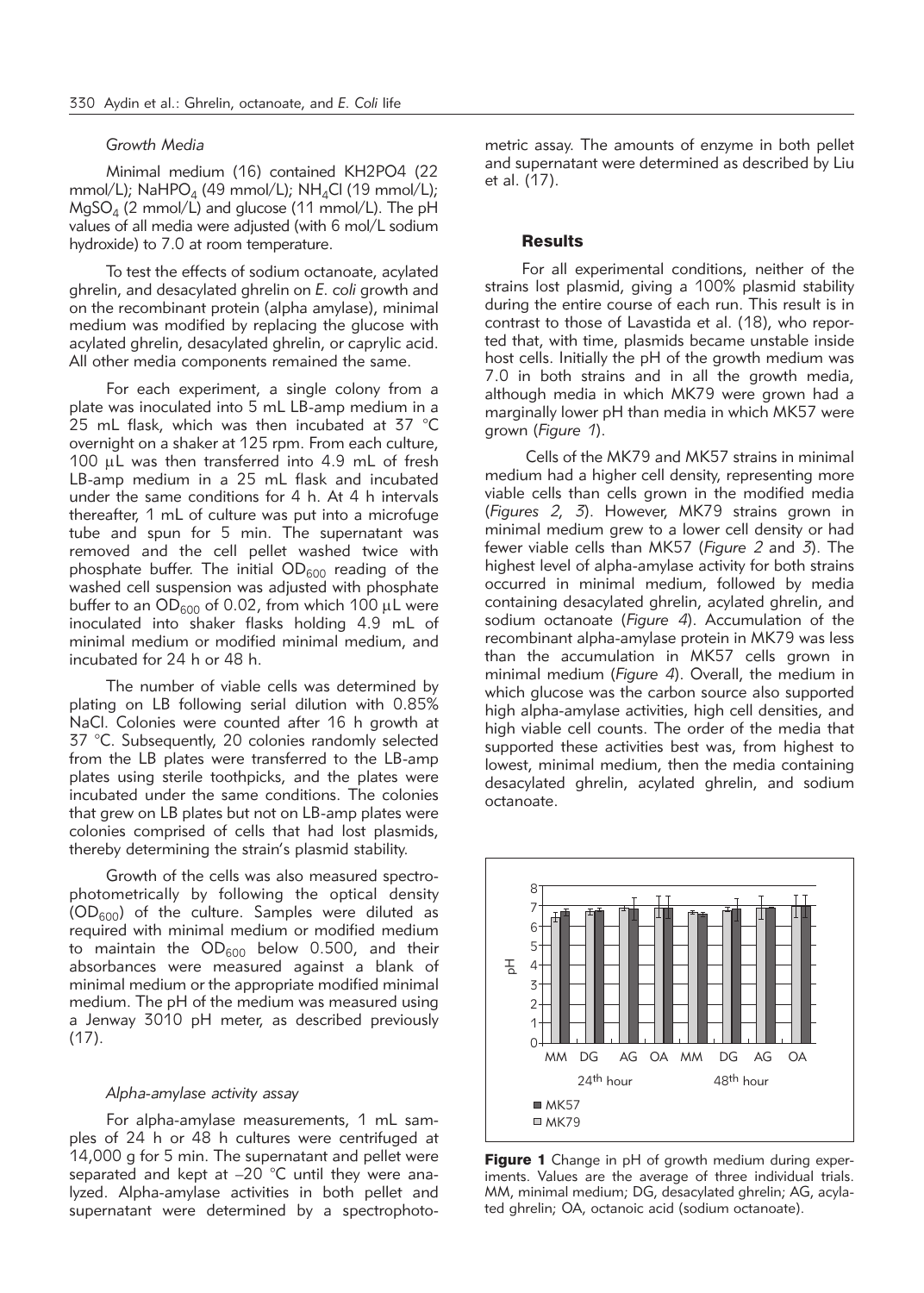*Growth Media*

Minimal medium (16) contained KH2PO4 (22 mmol/L); $NaHPO_4$ (49 mmol/L); $NH_4Cl$ (19 mmol/L); $MgSO_4$ (2 mmol/L) and glucose (11 mmol/L). The pH values of all media were adjusted (with 6 mol/L sodium hydroxide) to 7.0 at room temperature.

To test the effects of sodium octanoate, acylated ghrelin, and desacylated ghrelin on *E. coli* growth and on the recombinant protein (alpha amylase), minimal medium was modified by replacing the glucose with acylated ghrelin, desacylated ghrelin, or caprylic acid. All other media components remained the same.

For each experiment, a single colony from a plate was inoculated into 5 mL LB-amp medium in a 25 mL flask, which was then incubated at 37 °C overnight on a shaker at 125 rpm. From each culture, 100 μL was then transferred into 4.9 mL of fresh LB-amp medium in a 25 mL flask and incubated under the same conditions for 4 h. At 4 h intervals thereafter, 1 mL of culture was put into a microfuge tube and spun for 5 min. The supernatant was removed and the cell pellet washed twice with phosphate buffer. The initial $OD_{600}$ reading of the washed cell suspension was adjusted with phosphate buffer to an $OD_{600}$ of 0.02, from which 100 μL were inoculated into shaker flasks holding 4.9 mL of minimal medium or modified minimal medium, and incubated for 24 h or 48 h.

The number of viable cells was determined by plating on LB following serial dilution with 0.85% NaCl. Colonies were counted after 16 h growth at 37 °C. Subsequently, 20 colonies randomly selected from the LB plates were transferred to the LB-amp plates using sterile toothpicks, and the plates were incubated under the same conditions. The colonies that grew on LB plates but not on LB-amp plates were colonies comprised of cells that had lost plasmids, thereby determining the strain's plasmid stability.

Growth of the cells was also measured spectrophotometrically by following the optical density ($OD_{600}$) of the culture. Samples were diluted as required with minimal medium or modified medium to maintain the $OD_{600}$ below 0.500, and their absorbances were measured against a blank of minimal medium or the appropriate modified minimal medium. The pH of the medium was measured using a Jenway 3010 pH meter, as described previously (17).

*Alpha-amylase activity assay*

For alpha-amylase measurements, 1 mL samples of 24 h or 48 h cultures were centrifuged at 14,000 g for 5 min. The supernatant and pellet were separated and kept at –20 °C until they were analyzed. Alpha-amylase activities in both pellet and supernatant were determined by a spectrophotometric assay. The amounts of enzyme in both pellet and supernatant were determined as described by Liu et al. (17).

## Results

For all experimental conditions, neither of the strains lost plasmid, giving a 100% plasmid stability during the entire course of each run. This result is in contrast to those of Lavastida et al. (18), who reported that, with time, plasmids became unstable inside host cells. Initially the pH of the growth medium was 7.0 in both strains and in all the growth media, although media in which MK79 were grown had a marginally lower pH than media in which MK57 were grown (*Figure 1*).

Cells of the MK79 and MK57 strains in minimal medium had a higher cell density, representing more viable cells than cells grown in the modified media (*Figures 2, 3*). However, MK79 strains grown in minimal medium grew to a lower cell density or had fewer viable cells than MK57 (*Figure 2* and *3*). The highest level of alpha-amylase activity for both strains occurred in minimal medium, followed by media containing desacylated ghrelin, acylated ghrelin, and sodium octanoate (*Figure 4*). Accumulation of the recombinant alpha-amylase protein in MK79 was less than the accumulation in MK57 cells grown in minimal medium (*Figure 4*). Overall, the medium in which glucose was the carbon source also supported high alpha-amylase activities, high cell densities, and high viable cell counts. The order of the media that supported these activities best was, from highest to lowest, minimal medium, then the media containing desacylated ghrelin, acylated ghrelin, and sodium octanoate.

**Figure 1** Change in pH of growth medium during experiments. Values are the average of three individual trials. MM, minimal medium; DG, desacylated ghrelin; AG, acylated ghrelin; OA, octanoic acid (sodium octanoate).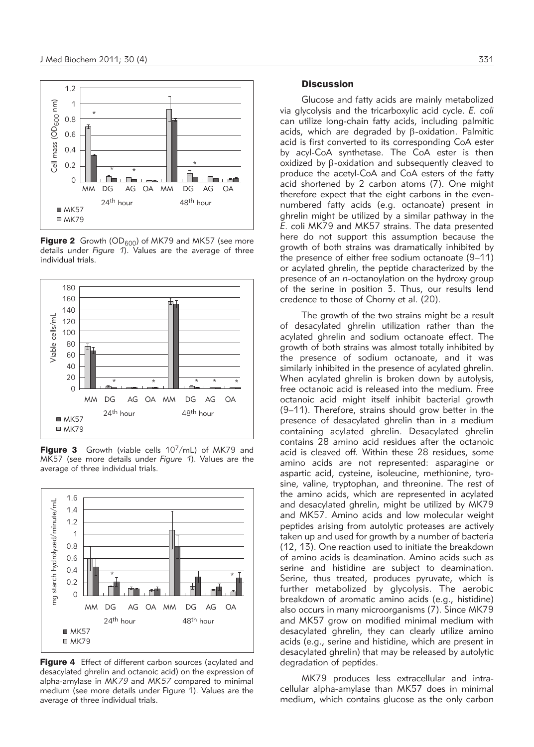Figure 2 Growth ($OD_{600}$) of MK79 and MK57 (see more details under *Figure 1*). Values are the average of three individual trials.

Figure 3 Growth (viable cells $10^7$/mL) of MK79 and MK57 (see more details under *Figure 1*). Values are the average of three individual trials.

Figure 4 Effect of different carbon sources (acylated and desacylated ghrelin and octanoic acid) on the expression of alpha-amylase in *MK79* and *MK57* compared to minimal medium (see more details under Figure 1). Values are the average of three individual trials.

## Discussion

Glucose and fatty acids are mainly metabolized via glycolysis and the tricarboxylic acid cycle. *E. coli* can utilize long-chain fatty acids, including palmitic acids, which are degraded by β-oxidation. Palmitic acid is first converted to its corresponding CoA ester by acyl-CoA synthetase. The CoA ester is then oxidized by β-oxidation and subsequently cleaved to produce the acetyl-CoA and CoA esters of the fatty acid shortened by 2 carbon atoms (7). One might therefore expect that the eight carbons in the even-numbered fatty acids (e.g. octanoate) present in ghrelin might be utilized by a similar pathway in the *E. coli* MK79 and MK57 strains. The data presented here do not support this assumption because the growth of both strains was dramatically inhibited by the presence of either free sodium octanoate (9–11) or acylated ghrelin, the peptide characterized by the presence of an *n*-octanoylation on the hydroxy group of the serine in position 3. Thus, our results lend credence to those of Chorny et al. (20).

The growth of the two strains might be a result of desacylated ghrelin utilization rather than the acylated ghrelin and sodium octanoate effect. The growth of both strains was almost totally inhibited by the presence of sodium octanoate, and it was similarly inhibited in the presence of acylated ghrelin. When acylated ghrelin is broken down by autolysis, free octanoic acid is released into the medium. Free octanoic acid might itself inhibit bacterial growth (9–11). Therefore, strains should grow better in the presence of desacylated ghrelin than in a medium containing acylated ghrelin. Desacylated ghrelin contains 28 amino acid residues after the octanoic acid is cleaved off. Within these 28 residues, some amino acids are not represented: asparagine or aspartic acid, cysteine, isoleucine, methionine, tyrosine, valine, tryptophan, and threonine. The rest of the amino acids, which are represented in acylated and desacylated ghrelin, might be utilized by MK79 and MK57. Amino acids and low molecular weight peptides arising from autolytic proteases are actively taken up and used for growth by a number of bacteria (12, 13). One reaction used to initiate the breakdown of amino acids is deamination. Amino acids such as serine and histidine are subject to deamination. Serine, thus treated, produces pyruvate, which is further metabolized by glycolysis. The aerobic breakdown of aromatic amino acids (e.g., histidine) also occurs in many microorganisms (7). Since MK79 and MK57 grow on modified minimal medium with desacylated ghrelin, they can clearly utilize amino acids (e.g., serine and histidine, which are present in desacylated ghrelin) that may be released by autolytic degradation of peptides.

MK79 produces less extracellular and intracellular alpha-amylase than MK57 does in minimal medium, which contains glucose as the only carbon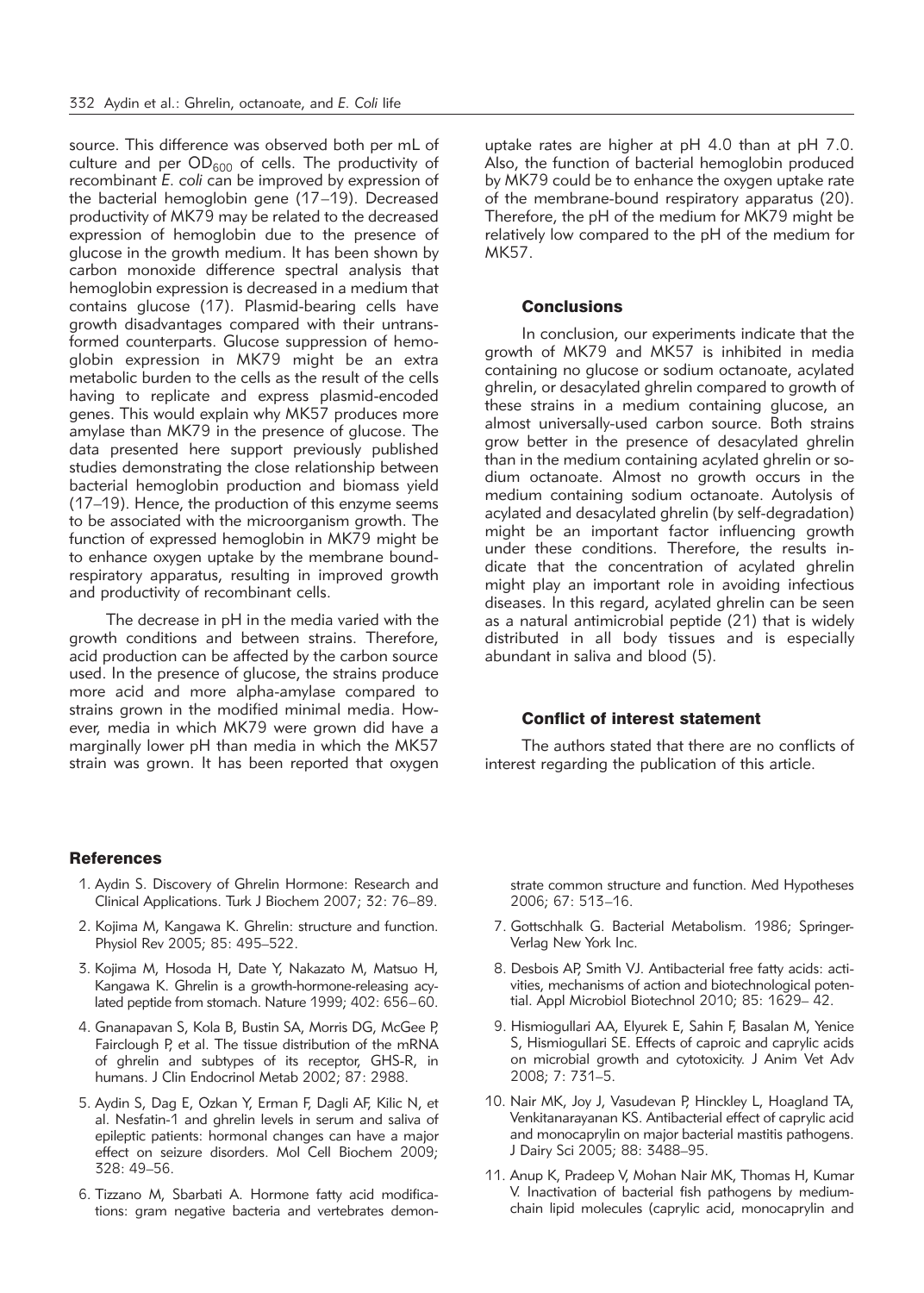source. This difference was observed both per mL of culture and per $OD_{600}$ of cells. The productivity of recombinant *E. coli* can be improved by expression of the bacterial hemoglobin gene (17–19). Decreased productivity of MK79 may be related to the decreased expression of hemoglobin due to the presence of glucose in the growth medium. It has been shown by carbon monoxide difference spectral analysis that hemoglobin expression is decreased in a medium that contains glucose (17). Plasmid-bearing cells have growth disadvantages compared with their untransformed counterparts. Glucose suppression of hemoglobin expression in MK79 might be an extra metabolic burden to the cells as the result of the cells having to replicate and express plasmid-encoded genes. This would explain why MK57 produces more amylase than MK79 in the presence of glucose. The data presented here support previously published studies demonstrating the close relationship between bacterial hemoglobin production and biomass yield (17–19). Hence, the production of this enzyme seems to be associated with the microorganism growth. The function of expressed hemoglobin in MK79 might be to enhance oxygen uptake by the membrane bound-respiratory apparatus, resulting in improved growth and productivity of recombinant cells.

The decrease in pH in the media varied with the growth conditions and between strains. Therefore, acid production can be affected by the carbon source used. In the presence of glucose, the strains produce more acid and more alpha-amylase compared to strains grown in the modified minimal media. However, media in which MK79 were grown did have a marginally lower pH than media in which the MK57 strain was grown. It has been reported that oxygen uptake rates are higher at pH 4.0 than at pH 7.0. Also, the function of bacterial hemoglobin produced by MK79 could be to enhance the oxygen uptake rate of the membrane-bound respiratory apparatus (20). Therefore, the pH of the medium for MK79 might be relatively low compared to the pH of the medium for MK57.

## Conclusions

In conclusion, our experiments indicate that the growth of MK79 and MK57 is inhibited in media containing no glucose or sodium octanoate, acylated ghrelin, or desacylated ghrelin compared to growth of these strains in a medium containing glucose, an almost universally-used carbon source. Both strains grow better in the presence of desacylated ghrelin than in the medium containing acylated ghrelin or sodium octanoate. Almost no growth occurs in the medium containing sodium octanoate. Autolysis of acylated and desacylated ghrelin (by self-degradation) might be an important factor influencing growth under these conditions. Therefore, the results indicate that the concentration of acylated ghrelin might play an important role in avoiding infectious diseases. In this regard, acylated ghrelin can be seen as a natural antimicrobial peptide (21) that is widely distributed in all body tissues and is especially abundant in saliva and blood (5).

## Conflict of interest statement

The authors stated that there are no conflicts of interest regarding the publication of this article.

## References

1. Aydin S. Discovery of Ghrelin Hormone: Research and Clinical Applications. Turk J Biochem 2007; 32: 76–89.
2. Kojima M, Kangawa K. Ghrelin: structure and function. Physiol Rev 2005; 85: 495–522.
3. Kojima M, Hosoda H, Date Y, Nakazato M, Matsuo H, Kangawa K. Ghrelin is a growth-hormone-releasing acylated peptide from stomach. Nature 1999; 402: 656–60.
4. Gnanapavan S, Kola B, Bustin SA, Morris DG, McGee P, Fairclough P, et al. The tissue distribution of the mRNA of ghrelin and subtypes of its receptor, GHS-R, in humans. J Clin Endocrinol Metab 2002; 87: 2988.
5. Aydin S, Dag E, Ozkan Y, Erman F, Dagli AF, Kilic N, et al. Nesfatin-1 and ghrelin levels in serum and saliva of epileptic patients: hormonal changes can have a major effect on seizure disorders. Mol Cell Biochem 2009; 328: 49–56.
6. Tizzano M, Sbarbati A. Hormone fatty acid modifications: gram negative bacteria and vertebrates demonstrate common structure and function. Med Hypotheses 2006; 67: 513–16.
7. Gottschhalk G. Bacterial Metabolism. 1986; Springer-Verlag New York Inc.
8. Desbois AP, Smith VJ. Antibacterial free fatty acids: activities, mechanisms of action and biotechnological potential. Appl Microbiol Biotechnol 2010; 85: 1629– 42.
9. Hismiogullari AA, Elyurek E, Sahin F, Basalan M, Yenice S, Hismiogullari SE. Effects of caproic and caprylic acids on microbial growth and cytotoxicity. J Anim Vet Adv 2008; 7: 731–5.
10. Nair MK, Joy J, Vasudevan P, Hinckley L, Hoagland TA, Venkitanarayanan KS. Antibacterial effect of caprylic acid and monocaprylin on major bacterial mastitis pathogens. J Dairy Sci 2005; 88: 3488–95.
11. Anup K, Pradeep V, Mohan Nair MK, Thomas H, Kumar V. Inactivation of bacterial fish pathogens by medium-chain lipid molecules (caprylic acid, monocaprylin and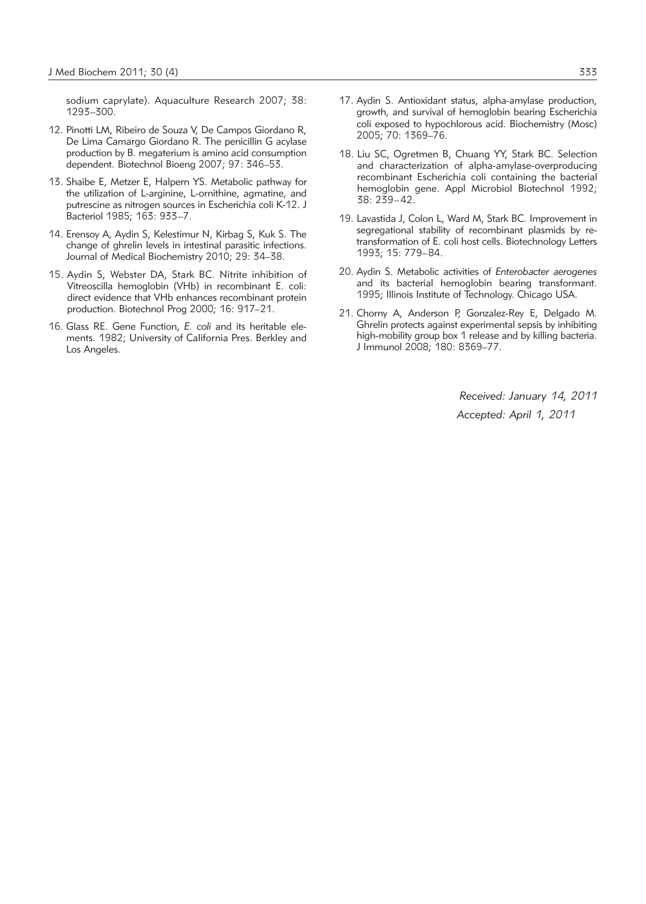sodium caprylate). Aquaculture Research 2007; 38: 1293–300.

12. Pinotti LM, Ribeiro de Souza V, De Campos Giordano R, De Lima Camargo Giordano R. The penicillin G acylase production by B. megaterium is amino acid consumption dependent. Biotechnol Bioeng 2007; 97: 346–53.

13. Shaibe E, Metzer E, Halpern YS. Metabolic pathway for the utilization of L-arginine, L-ornithine, agmatine, and putrescine as nitrogen sources in Escherichia coli K-12. J Bacteriol 1985; 163: 933–7.

14. Erensoy A, Aydin S, Kelestimur N, Kirbag S, Kuk S. The change of ghrelin levels in intestinal parasitic infections. Journal of Medical Biochemistry 2010; 29: 34–38.

15. Aydin S, Webster DA, Stark BC. Nitrite inhibition of Vitreoscilla hemoglobin (VHb) in recombinant E. coli: direct evidence that VHb enhances recombinant protein production. Biotechnol Prog 2000; 16: 917–21.

16. Glass RE. Gene Function, *E. coli* and its heritable elements. 1982; University of California Pres. Berkley and Los Angeles.

17. Aydin S. Antioxidant status, alpha-amylase production, growth, and survival of hemoglobin bearing Escherichia coli exposed to hypochlorous acid. Biochemistry (Mosc) 2005; 70: 1369–76.

18. Liu SC, Ogretmen B, Chuang YY, Stark BC. Selection and characterization of alpha-amylase-overproducing recombinant Escherichia coli containing the bacterial hemoglobin gene. Appl Microbiol Biotechnol 1992; 38: 239–42.

19. Lavastida J, Colon L, Ward M, Stark BC. Improvement in segregational stability of recombinant plasmids by retransformation of E. coli host cells. Biotechnology Letters 1993; 15: 779–84.

20. Aydin S. Metabolic activities of *Enterobacter aerogenes* and its bacterial hemoglobin bearing transformant. 1995; Illinois Institute of Technology. Chicago USA.

21. Chorny A, Anderson P, Gonzalez-Rey E, Delgado M. Ghrelin protects against experimental sepsis by inhibiting high-mobility group box 1 release and by killing bacteria. J Immunol 2008; 180: 8369–77.

*Received: January 14, 2011*

*Accepted: April 1, 2011*